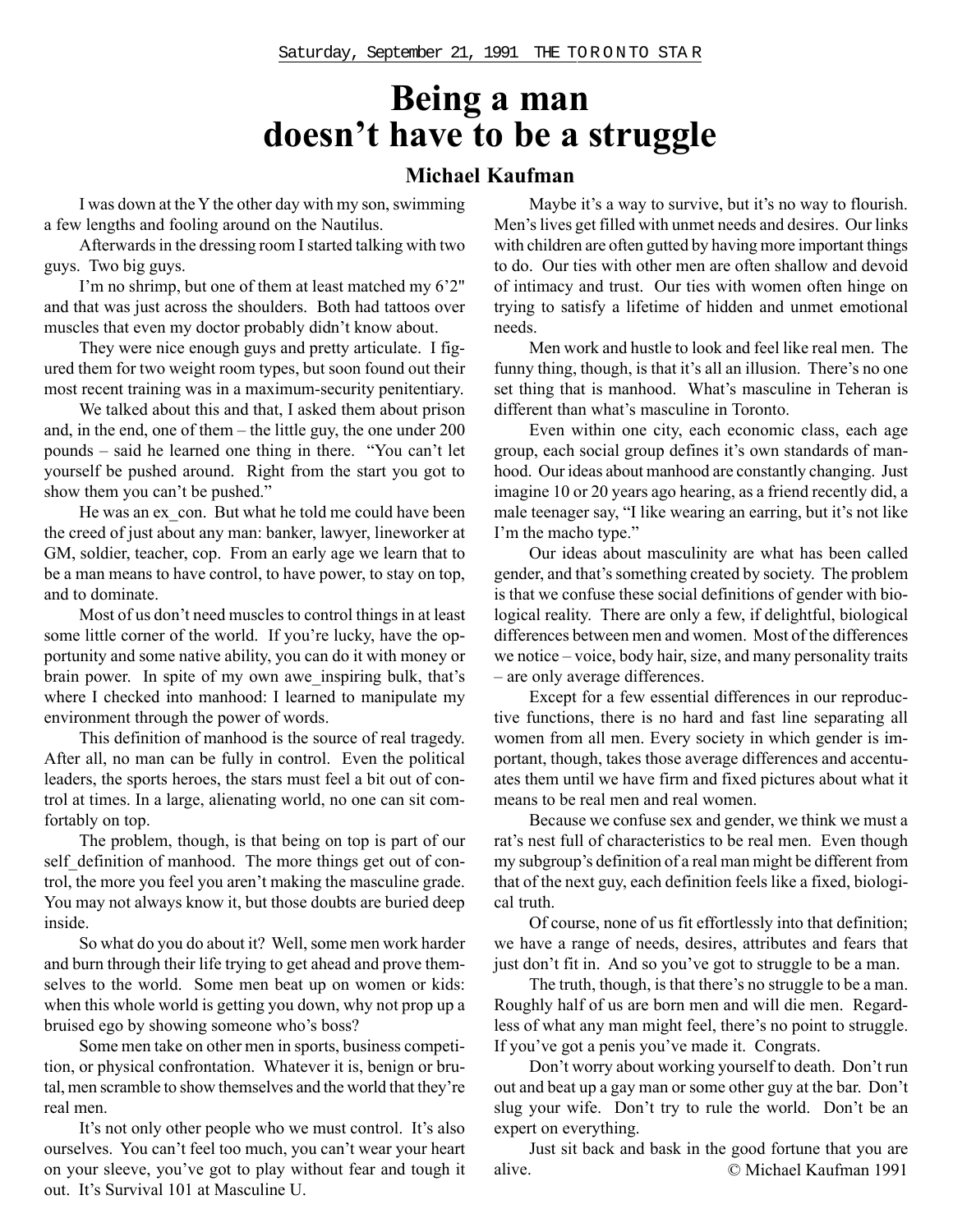Saturday, September 21, 1991 THE TORONTO STAR

# Being a man doesn't have to be a struggle

**Michael Kaufman**

I was down at the Y the other day with my son, swimming a few lengths and fooling around on the Nautilus.

Afterwards in the dressing room I started talking with two guys. Two big guys.

I'm no shrimp, but one of them at least matched my 6'2" and that was just across the shoulders. Both had tattoos over muscles that even my doctor probably didn't know about.

They were nice enough guys and pretty articulate. I figured them for two weight room types, but soon found out their most recent training was in a maximum-security penitentiary.

We talked about this and that, I asked them about prison and, in the end, one of them – the little guy, the one under 200 pounds – said he learned one thing in there. "You can't let yourself be pushed around. Right from the start you got to show them you can't be pushed."

He was an ex_con. But what he told me could have been the creed of just about any man: banker, lawyer, lineworker at GM, soldier, teacher, cop. From an early age we learn that to be a man means to have control, to have power, to stay on top, and to dominate.

Most of us don't need muscles to control things in at least some little corner of the world. If you're lucky, have the opportunity and some native ability, you can do it with money or brain power. In spite of my own awe_inspiring bulk, that's where I checked into manhood: I learned to manipulate my environment through the power of words.

This definition of manhood is the source of real tragedy. After all, no man can be fully in control. Even the political leaders, the sports heroes, the stars must feel a bit out of control at times. In a large, alienating world, no one can sit comfortably on top.

The problem, though, is that being on top is part of our self_definition of manhood. The more things get out of control, the more you feel you aren't making the masculine grade. You may not always know it, but those doubts are buried deep inside.

So what do you do about it? Well, some men work harder and burn through their life trying to get ahead and prove themselves to the world. Some men beat up on women or kids: when this whole world is getting you down, why not prop up a bruised ego by showing someone who's boss?

Some men take on other men in sports, business competition, or physical confrontation. Whatever it is, benign or brutal, men scramble to show themselves and the world that they're real men.

It's not only other people who we must control. It's also ourselves. You can't feel too much, you can't wear your heart on your sleeve, you've got to play without fear and tough it out. It's Survival 101 at Masculine U.

Maybe it's a way to survive, but it's no way to flourish. Men's lives get filled with unmet needs and desires. Our links with children are often gutted by having more important things to do. Our ties with other men are often shallow and devoid of intimacy and trust. Our ties with women often hinge on trying to satisfy a lifetime of hidden and unmet emotional needs.

Men work and hustle to look and feel like real men. The funny thing, though, is that it's all an illusion. There's no one set thing that is manhood. What's masculine in Teheran is different than what's masculine in Toronto.

Even within one city, each economic class, each age group, each social group defines it's own standards of manhood. Our ideas about manhood are constantly changing. Just imagine 10 or 20 years ago hearing, as a friend recently did, a male teenager say, "I like wearing an earring, but it's not like I'm the macho type."

Our ideas about masculinity are what has been called gender, and that's something created by society. The problem is that we confuse these social definitions of gender with biological reality. There are only a few, if delightful, biological differences between men and women. Most of the differences we notice – voice, body hair, size, and many personality traits – are only average differences.

Except for a few essential differences in our reproductive functions, there is no hard and fast line separating all women from all men. Every society in which gender is important, though, takes those average differences and accentuates them until we have firm and fixed pictures about what it means to be real men and real women.

Because we confuse sex and gender, we think we must a rat's nest full of characteristics to be real men. Even though my subgroup's definition of a real man might be different from that of the next guy, each definition feels like a fixed, biological truth.

Of course, none of us fit effortlessly into that definition; we have a range of needs, desires, attributes and fears that just don't fit in. And so you've got to struggle to be a man.

The truth, though, is that there's no struggle to be a man. Roughly half of us are born men and will die men. Regardless of what any man might feel, there's no point to struggle. If you've got a penis you've made it. Congrats.

Don't worry about working yourself to death. Don't run out and beat up a gay man or some other guy at the bar. Don't slug your wife. Don't try to rule the world. Don't be an expert on everything.

Just sit back and bask in the good fortune that you are alive.

© Michael Kaufman 1991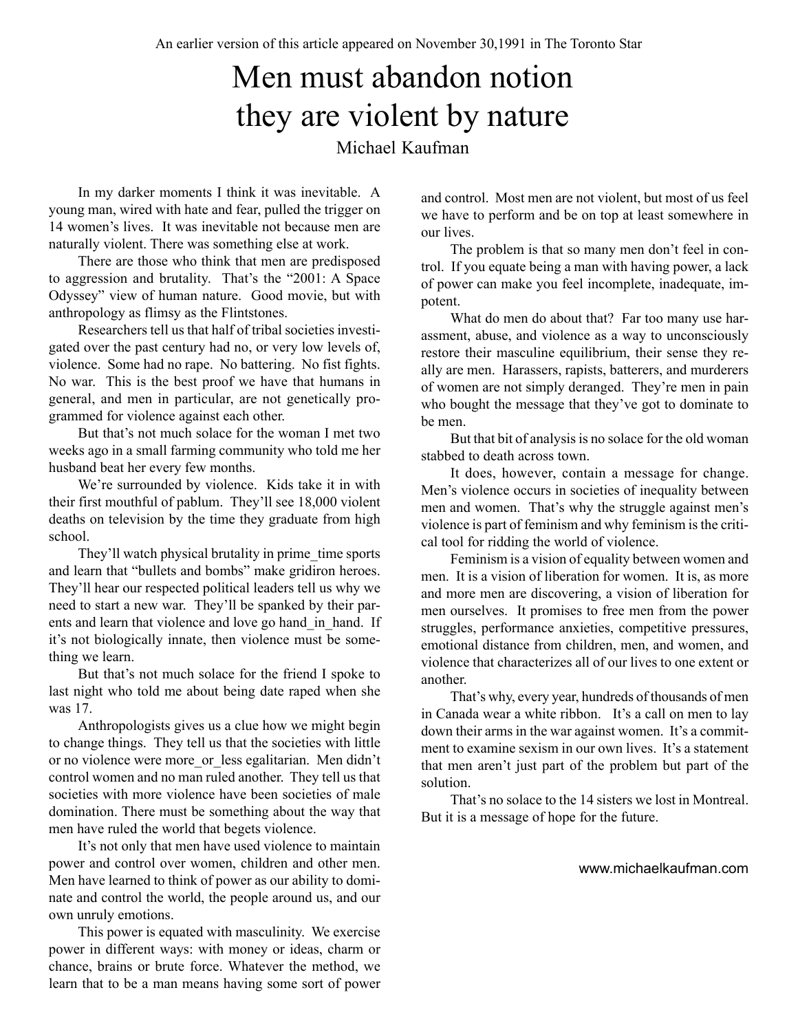An earlier version of this article appeared on November 30,1991 in The Toronto Star

# Men must abandon notion they are violent by nature

Michael Kaufman

In my darker moments I think it was inevitable. A young man, wired with hate and fear, pulled the trigger on 14 women's lives. It was inevitable not because men are naturally violent. There was something else at work.

There are those who think that men are predisposed to aggression and brutality. That's the "2001: A Space Odyssey" view of human nature. Good movie, but with anthropology as flimsy as the Flintstones.

Researchers tell us that half of tribal societies investigated over the past century had no, or very low levels of, violence. Some had no rape. No battering. No fist fights. No war. This is the best proof we have that humans in general, and men in particular, are not genetically programmed for violence against each other.

But that's not much solace for the woman I met two weeks ago in a small farming community who told me her husband beat her every few months.

We're surrounded by violence. Kids take it in with their first mouthful of pablum. They'll see 18,000 violent deaths on television by the time they graduate from high school.

They'll watch physical brutality in prime_time sports and learn that "bullets and bombs" make gridiron heroes. They'll hear our respected political leaders tell us why we need to start a new war. They'll be spanked by their parents and learn that violence and love go hand_in_hand. If it's not biologically innate, then violence must be something we learn.

But that's not much solace for the friend I spoke to last night who told me about being date raped when she was 17.

Anthropologists gives us a clue how we might begin to change things. They tell us that the societies with little or no violence were more_or_less egalitarian. Men didn't control women and no man ruled another. They tell us that societies with more violence have been societies of male domination. There must be something about the way that men have ruled the world that begets violence.

It's not only that men have used violence to maintain power and control over women, children and other men. Men have learned to think of power as our ability to dominate and control the world, the people around us, and our own unruly emotions.

This power is equated with masculinity. We exercise power in different ways: with money or ideas, charm or chance, brains or brute force. Whatever the method, we learn that to be a man means having some sort of power and control. Most men are not violent, but most of us feel we have to perform and be on top at least somewhere in our lives.

The problem is that so many men don't feel in control. If you equate being a man with having power, a lack of power can make you feel incomplete, inadequate, impotent.

What do men do about that? Far too many use harassment, abuse, and violence as a way to unconsciously restore their masculine equilibrium, their sense they really are men. Harassers, rapists, batterers, and murderers of women are not simply deranged. They're men in pain who bought the message that they've got to dominate to be men.

But that bit of analysis is no solace for the old woman stabbed to death across town.

It does, however, contain a message for change. Men's violence occurs in societies of inequality between men and women. That's why the struggle against men's violence is part of feminism and why feminism is the critical tool for ridding the world of violence.

Feminism is a vision of equality between women and men. It is a vision of liberation for women. It is, as more and more men are discovering, a vision of liberation for men ourselves. It promises to free men from the power struggles, performance anxieties, competitive pressures, emotional distance from children, men, and women, and violence that characterizes all of our lives to one extent or another.

That's why, every year, hundreds of thousands of men in Canada wear a white ribbon. It's a call on men to lay down their arms in the war against women. It's a commitment to examine sexism in our own lives. It's a statement that men aren't just part of the problem but part of the solution.

That's no solace to the 14 sisters we lost in Montreal. But it is a message of hope for the future.

www.michaelkaufman.com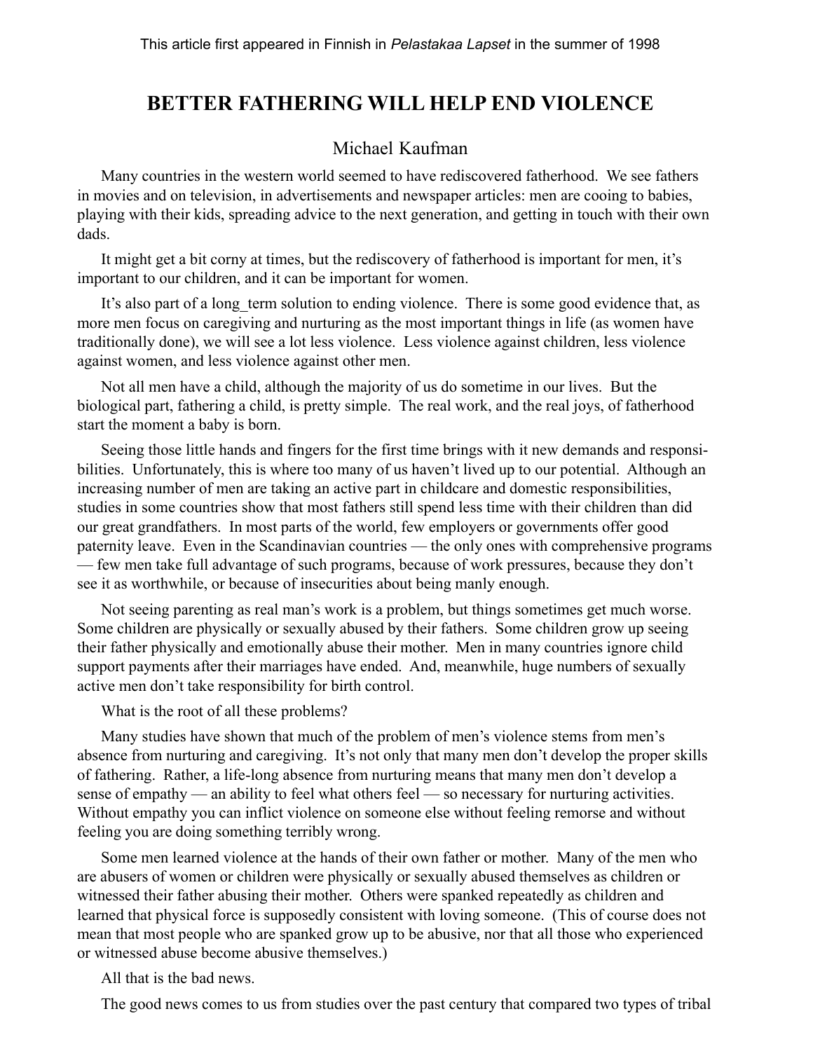This article first appeared in Finnish in *Pelastakaa Lapset* in the summer of 1998

# BETTER FATHERING WILL HELP END VIOLENCE

Michael Kaufman

Many countries in the western world seemed to have rediscovered fatherhood. We see fathers in movies and on television, in advertisements and newspaper articles: men are cooing to babies, playing with their kids, spreading advice to the next generation, and getting in touch with their own dads.

It might get a bit corny at times, but the rediscovery of fatherhood is important for men, it's important to our children, and it can be important for women.

It's also part of a long_term solution to ending violence. There is some good evidence that, as more men focus on caregiving and nurturing as the most important things in life (as women have traditionally done), we will see a lot less violence. Less violence against children, less violence against women, and less violence against other men.

Not all men have a child, although the majority of us do sometime in our lives. But the biological part, fathering a child, is pretty simple. The real work, and the real joys, of fatherhood start the moment a baby is born.

Seeing those little hands and fingers for the first time brings with it new demands and responsibilities. Unfortunately, this is where too many of us haven't lived up to our potential. Although an increasing number of men are taking an active part in childcare and domestic responsibilities, studies in some countries show that most fathers still spend less time with their children than did our great grandfathers. In most parts of the world, few employers or governments offer good paternity leave. Even in the Scandinavian countries — the only ones with comprehensive programs — few men take full advantage of such programs, because of work pressures, because they don't see it as worthwhile, or because of insecurities about being manly enough.

Not seeing parenting as real man's work is a problem, but things sometimes get much worse. Some children are physically or sexually abused by their fathers. Some children grow up seeing their father physically and emotionally abuse their mother. Men in many countries ignore child support payments after their marriages have ended. And, meanwhile, huge numbers of sexually active men don't take responsibility for birth control.

What is the root of all these problems?

Many studies have shown that much of the problem of men's violence stems from men's absence from nurturing and caregiving. It's not only that many men don't develop the proper skills of fathering. Rather, a life-long absence from nurturing means that many men don't develop a sense of empathy — an ability to feel what others feel — so necessary for nurturing activities. Without empathy you can inflict violence on someone else without feeling remorse and without feeling you are doing something terribly wrong.

Some men learned violence at the hands of their own father or mother. Many of the men who are abusers of women or children were physically or sexually abused themselves as children or witnessed their father abusing their mother. Others were spanked repeatedly as children and learned that physical force is supposedly consistent with loving someone. (This of course does not mean that most people who are spanked grow up to be abusive, nor that all those who experienced or witnessed abuse become abusive themselves.)

All that is the bad news.

The good news comes to us from studies over the past century that compared two types of tribal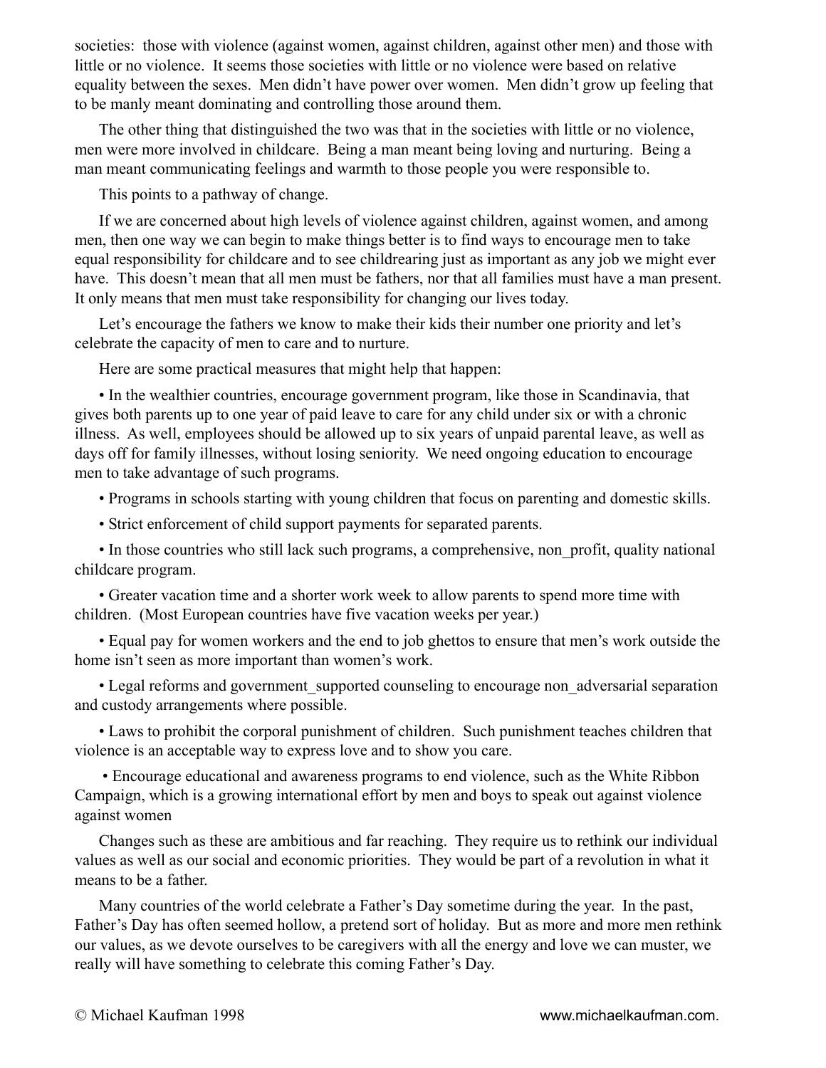societies: those with violence (against women, against children, against other men) and those with little or no violence. It seems those societies with little or no violence were based on relative equality between the sexes. Men didn't have power over women. Men didn't grow up feeling that to be manly meant dominating and controlling those around them.

The other thing that distinguished the two was that in the societies with little or no violence, men were more involved in childcare. Being a man meant being loving and nurturing. Being a man meant communicating feelings and warmth to those people you were responsible to.

This points to a pathway of change.

If we are concerned about high levels of violence against children, against women, and among men, then one way we can begin to make things better is to find ways to encourage men to take equal responsibility for childcare and to see childrearing just as important as any job we might ever have. This doesn't mean that all men must be fathers, nor that all families must have a man present. It only means that men must take responsibility for changing our lives today.

Let's encourage the fathers we know to make their kids their number one priority and let's celebrate the capacity of men to care and to nurture.

Here are some practical measures that might help that happen:

- In the wealthier countries, encourage government program, like those in Scandinavia, that gives both parents up to one year of paid leave to care for any child under six or with a chronic illness. As well, employees should be allowed up to six years of unpaid parental leave, as well as days off for family illnesses, without losing seniority. We need ongoing education to encourage men to take advantage of such programs.
- Programs in schools starting with young children that focus on parenting and domestic skills.
- Strict enforcement of child support payments for separated parents.
- In those countries who still lack such programs, a comprehensive, non_profit, quality national childcare program.
- Greater vacation time and a shorter work week to allow parents to spend more time with children. (Most European countries have five vacation weeks per year.)
- Equal pay for women workers and the end to job ghettos to ensure that men's work outside the home isn't seen as more important than women's work.
- Legal reforms and government_supported counseling to encourage non_adversarial separation and custody arrangements where possible.
- Laws to prohibit the corporal punishment of children. Such punishment teaches children that violence is an acceptable way to express love and to show you care.
- Encourage educational and awareness programs to end violence, such as the White Ribbon Campaign, which is a growing international effort by men and boys to speak out against violence against women

Changes such as these are ambitious and far reaching. They require us to rethink our individual values as well as our social and economic priorities. They would be part of a revolution in what it means to be a father.

Many countries of the world celebrate a Father's Day sometime during the year. In the past, Father's Day has often seemed hollow, a pretend sort of holiday. But as more and more men rethink our values, as we devote ourselves to be caregivers with all the energy and love we can muster, we really will have something to celebrate this coming Father's Day.

© Michael Kaufman 1998 www.michaelkaufman.com.